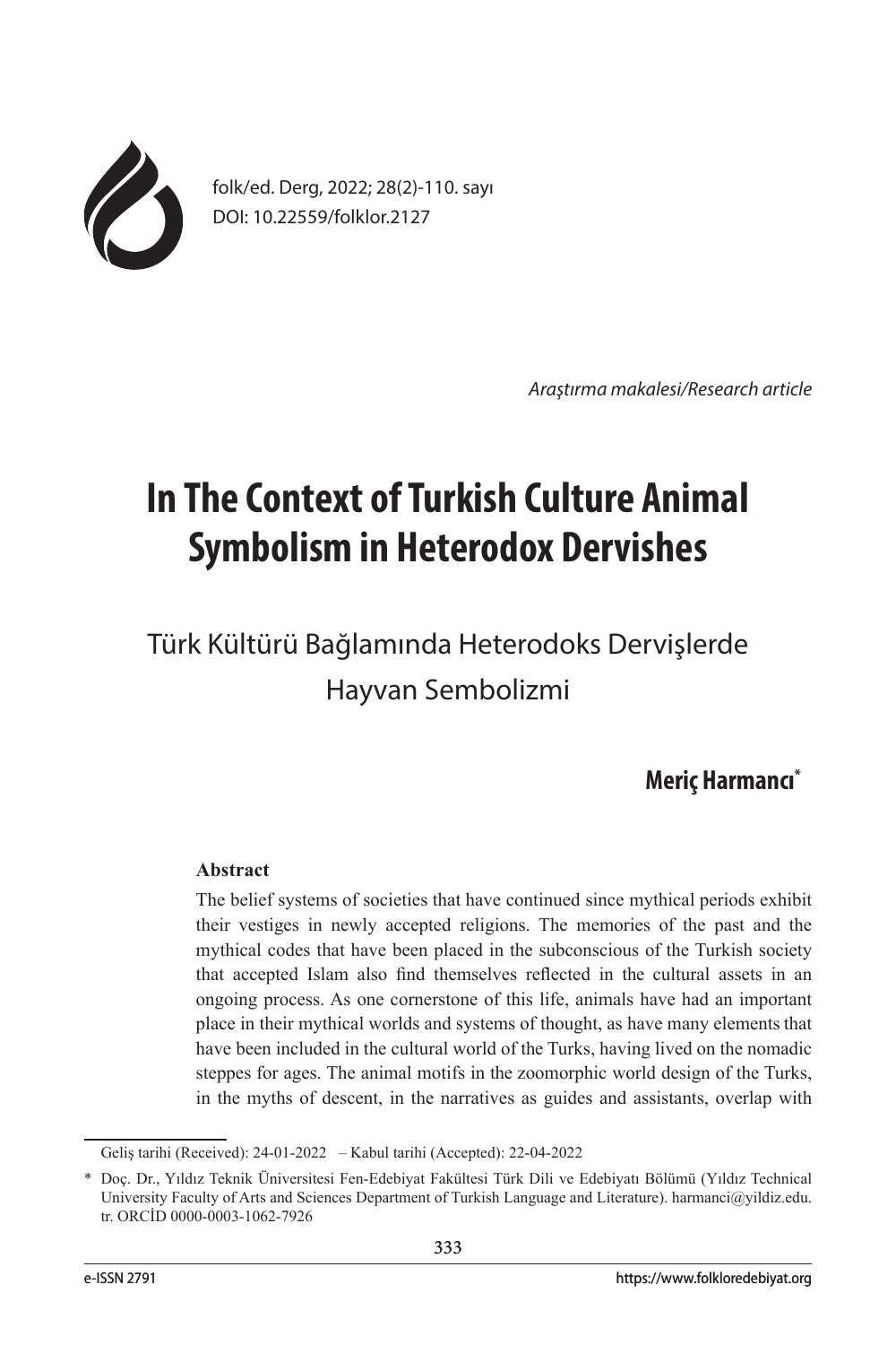Araştırma makalesi/Research article

# In The Context of Turkish Culture Animal Symbolism in Heterodox Dervishes

## Türk Kültürü Bağlamında Heterodoks Dervişlerde Hayvan Sembolizmi

**Meriç Harmancı***

**Abstract**

The belief systems of societies that have continued since mythical periods exhibit their vestiges in newly accepted religions. The memories of the past and the mythical codes that have been placed in the subconscious of the Turkish society that accepted Islam also find themselves reflected in the cultural assets in an ongoing process. As one cornerstone of this life, animals have had an important place in their mythical worlds and systems of thought, as have many elements that have been included in the cultural world of the Turks, having lived on the nomadic steppes for ages. The animal motifs in the zoomorphic world design of the Turks, in the myths of descent, in the narratives as guides and assistants, overlap with

---

Geliş tarihi (Received): 24-01-2022 – Kabul tarihi (Accepted): 22-04-2022

\* Doç. Dr., Yıldız Teknik Üniversitesi Fen-Edebiyat Fakültesi Türk Dili ve Edebiyatı Bölümü (Yıldız Technical University Faculty of Arts and Sciences Department of Turkish Language and Literature). harmanci@yildiz.edu.tr. ORCİD 0000-0003-1062-7926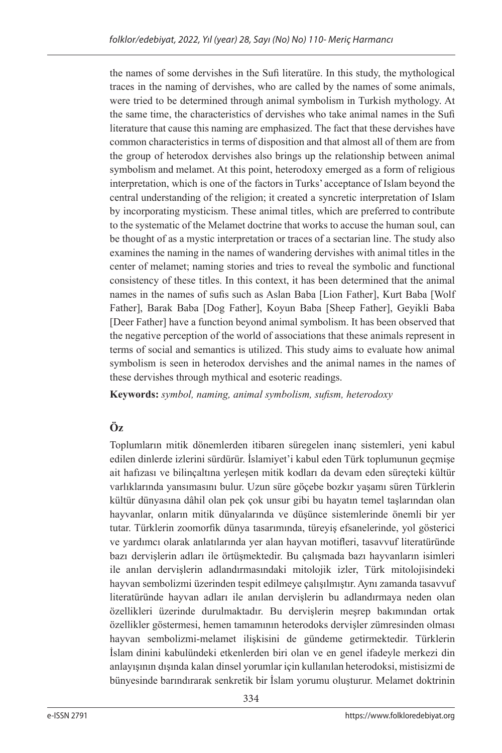the names of some dervishes in the Sufi literatüre. In this study, the mythological traces in the naming of dervishes, who are called by the names of some animals, were tried to be determined through animal symbolism in Turkish mythology. At the same time, the characteristics of dervishes who take animal names in the Sufi literature that cause this naming are emphasized. The fact that these dervishes have common characteristics in terms of disposition and that almost all of them are from the group of heterodox dervishes also brings up the relationship between animal symbolism and melamet. At this point, heterodoxy emerged as a form of religious interpretation, which is one of the factors in Turks' acceptance of Islam beyond the central understanding of the religion; it created a syncretic interpretation of Islam by incorporating mysticism. These animal titles, which are preferred to contribute to the systematic of the Melamet doctrine that works to accuse the human soul, can be thought of as a mystic interpretation or traces of a sectarian line. The study also examines the naming in the names of wandering dervishes with animal titles in the center of melamet; naming stories and tries to reveal the symbolic and functional consistency of these titles. In this context, it has been determined that the animal names in the names of sufis such as Aslan Baba [Lion Father], Kurt Baba [Wolf Father], Barak Baba [Dog Father], Koyun Baba [Sheep Father], Geyikli Baba [Deer Father] have a function beyond animal symbolism. It has been observed that the negative perception of the world of associations that these animals represent in terms of social and semantics is utilized. This study aims to evaluate how animal symbolism is seen in heterodox dervishes and the animal names in the names of these dervishes through mythical and esoteric readings.

**Keywords:** *symbol, naming, animal symbolism, sufism, heterodoxy*

## Öz

Toplumların mitik dönemlerden itibaren süregelen inanç sistemleri, yeni kabul edilen dinlerde izlerini sürdürür. İslamiyet'i kabul eden Türk toplumunun geçmişe ait hafızası ve bilinçaltına yerleşen mitik kodları da devam eden süreçteki kültür varlıklarında yansımasını bulur. Uzun süre göçebe bozkır yaşamı süren Türklerin kültür dünyasına dâhil olan pek çok unsur gibi bu hayatın temel taşlarından olan hayvanlar, onların mitik dünyalarında ve düşünce sistemlerinde önemli bir yer tutar. Türklerin zoomorfik dünya tasarımında, türeyiş efsanelerinde, yol gösterici ve yardımcı olarak anlatılarında yer alan hayvan motifleri, tasavvuf literatüründe bazı dervişlerin adları ile örtüşmektedir. Bu çalışmada bazı hayvanların isimleri ile anılan dervişlerin adlandırmasındaki mitolojik izler, Türk mitolojisindeki hayvan sembolizmi üzerinden tespit edilmeye çalışılmıştır. Aynı zamanda tasavvuf literatüründe hayvan adları ile anılan dervişlerin bu adlandırmaya neden olan özellikleri üzerinde durulmaktadır. Bu dervişlerin meşrep bakımından ortak özellikler göstermesi, hemen tamamının heterodoks dervişler zümresinden olması hayvan sembolizmi-melamet ilişkisini de gündeme getirmektedir. Türklerin İslam dinini kabulündeki etkenlerden biri olan ve en genel ifadeyle merkezi din anlayışının dışında kalan dinsel yorumlar için kullanılan heterodoksi, mistisizmi de bünyesinde barındırarak senkretik bir İslam yorumu oluşturur. Melamet doktrinin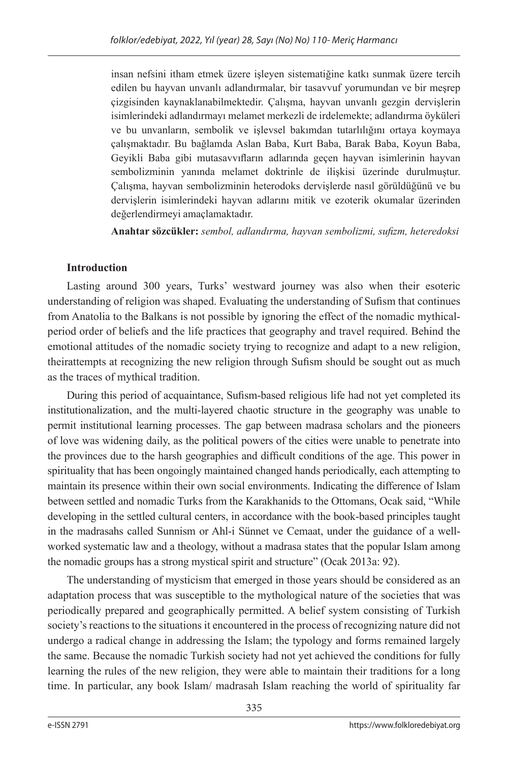insan nefsini itham etmek üzere işleyen sistematiğine katkı sunmak üzere tercih edilen bu hayvan unvanlı adlandırmalar, bir tasavvuf yorumundan ve bir meşrep çizgisinden kaynaklanabilmektedir. Çalışma, hayvan unvanlı gezgin dervişlerin isimlerindeki adlandırmayı melamet merkezli de irdelemekte; adlandırma öyküleri ve bu unvanların, sembolik ve işlevsel bakımdan tutarlılığını ortaya koymaya çalışmaktadır. Bu bağlamda Aslan Baba, Kurt Baba, Barak Baba, Koyun Baba, Geyikli Baba gibi mutasavvıfların adlarında geçen hayvan isimlerinin hayvan sembolizminin yanında melamet doktrinle de ilişkisi üzerinde durulmuştur. Çalışma, hayvan sembolizminin heterodoks dervişlerde nasıl görüldüğünü ve bu dervişlerin isimlerindeki hayvan adlarını mitik ve ezoterik okumalar üzerinden değerlendirmeyi amaçlamaktadır.

**Anahtar sözcükler:** *sembol, adlandırma, hayvan sembolizmi, sufizm, heteredoksi*

## Introduction

Lasting around 300 years, Turks' westward journey was also when their esoteric understanding of religion was shaped. Evaluating the understanding of Sufism that continues from Anatolia to the Balkans is not possible by ignoring the effect of the nomadic mythical-period order of beliefs and the life practices that geography and travel required. Behind the emotional attitudes of the nomadic society trying to recognize and adapt to a new religion, theirattempts at recognizing the new religion through Sufism should be sought out as much as the traces of mythical tradition.

During this period of acquaintance, Sufism-based religious life had not yet completed its institutionalization, and the multi-layered chaotic structure in the geography was unable to permit institutional learning processes. The gap between madrasa scholars and the pioneers of love was widening daily, as the political powers of the cities were unable to penetrate into the provinces due to the harsh geographies and difficult conditions of the age. This power in spirituality that has been ongoingly maintained changed hands periodically, each attempting to maintain its presence within their own social environments. Indicating the difference of Islam between settled and nomadic Turks from the Karakhanids to the Ottomans, Ocak said, "While developing in the settled cultural centers, in accordance with the book-based principles taught in the madrasahs called Sunnism or Ahl-i Sünnet ve Cemaat, under the guidance of a well-worked systematic law and a theology, without a madrasa states that the popular Islam among the nomadic groups has a strong mystical spirit and structure" (Ocak 2013a: 92).

The understanding of mysticism that emerged in those years should be considered as an adaptation process that was susceptible to the mythological nature of the societies that was periodically prepared and geographically permitted. A belief system consisting of Turkish society's reactions to the situations it encountered in the process of recognizing nature did not undergo a radical change in addressing the Islam; the typology and forms remained largely the same. Because the nomadic Turkish society had not yet achieved the conditions for fully learning the rules of the new religion, they were able to maintain their traditions for a long time. In particular, any book Islam/ madrasah Islam reaching the world of spirituality far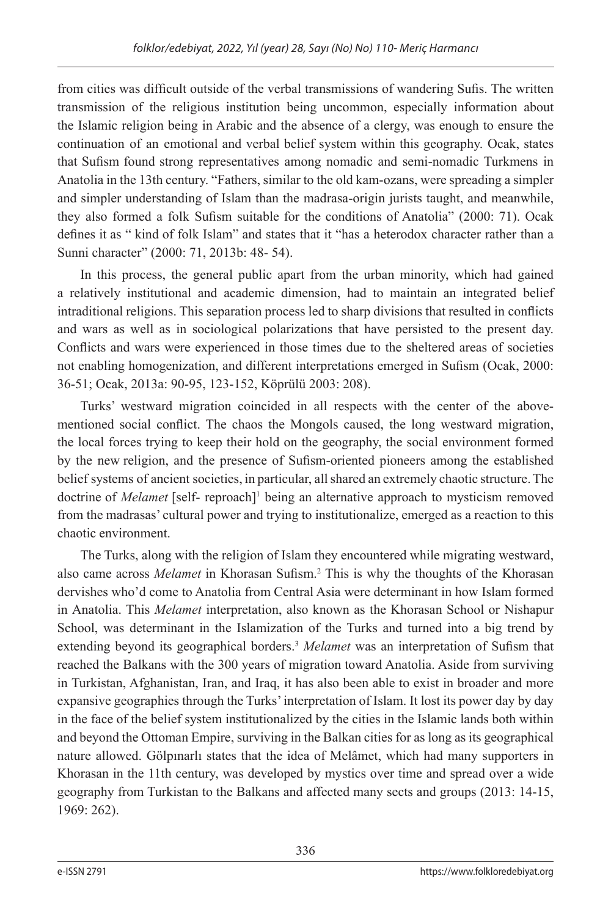from cities was difficult outside of the verbal transmissions of wandering Sufis. The written transmission of the religious institution being uncommon, especially information about the Islamic religion being in Arabic and the absence of a clergy, was enough to ensure the continuation of an emotional and verbal belief system within this geography. Ocak, states that Sufism found strong representatives among nomadic and semi-nomadic Turkmens in Anatolia in the 13th century. "Fathers, similar to the old kam-ozans, were spreading a simpler and simpler understanding of Islam than the madrasa-origin jurists taught, and meanwhile, they also formed a folk Sufism suitable for the conditions of Anatolia" (2000: 71). Ocak defines it as " kind of folk Islam" and states that it "has a heterodox character rather than a Sunni character" (2000: 71, 2013b: 48- 54).

In this process, the general public apart from the urban minority, which had gained a relatively institutional and academic dimension, had to maintain an integrated belief intraditional religions. This separation process led to sharp divisions that resulted in conflicts and wars as well as in sociological polarizations that have persisted to the present day. Conflicts and wars were experienced in those times due to the sheltered areas of societies not enabling homogenization, and different interpretations emerged in Sufism (Ocak, 2000: 36-51; Ocak, 2013a: 90-95, 123-152, Köprülü 2003: 208).

Turks' westward migration coincided in all respects with the center of the above-mentioned social conflict. The chaos the Mongols caused, the long westward migration, the local forces trying to keep their hold on the geography, the social environment formed by the new religion, and the presence of Sufism-oriented pioneers among the established belief systems of ancient societies, in particular, all shared an extremely chaotic structure. The doctrine of *Melamet* [self- reproach][1] being an alternative approach to mysticism removed from the madrasas' cultural power and trying to institutionalize, emerged as a reaction to this chaotic environment.

The Turks, along with the religion of Islam they encountered while migrating westward, also came across *Melamet* in Khorasan Sufism.[2] This is why the thoughts of the Khorasan dervishes who'd come to Anatolia from Central Asia were determinant in how Islam formed in Anatolia. This *Melamet* interpretation, also known as the Khorasan School or Nishapur School, was determinant in the Islamization of the Turks and turned into a big trend by extending beyond its geographical borders.[3] *Melamet* was an interpretation of Sufism that reached the Balkans with the 300 years of migration toward Anatolia. Aside from surviving in Turkistan, Afghanistan, Iran, and Iraq, it has also been able to exist in broader and more expansive geographies through the Turks' interpretation of Islam. It lost its power day by day in the face of the belief system institutionalized by the cities in the Islamic lands both within and beyond the Ottoman Empire, surviving in the Balkan cities for as long as its geographical nature allowed. Gölpınarlı states that the idea of Melâmet, which had many supporters in Khorasan in the 11th century, was developed by mystics over time and spread over a wide geography from Turkistan to the Balkans and affected many sects and groups (2013: 14-15, 1969: 262).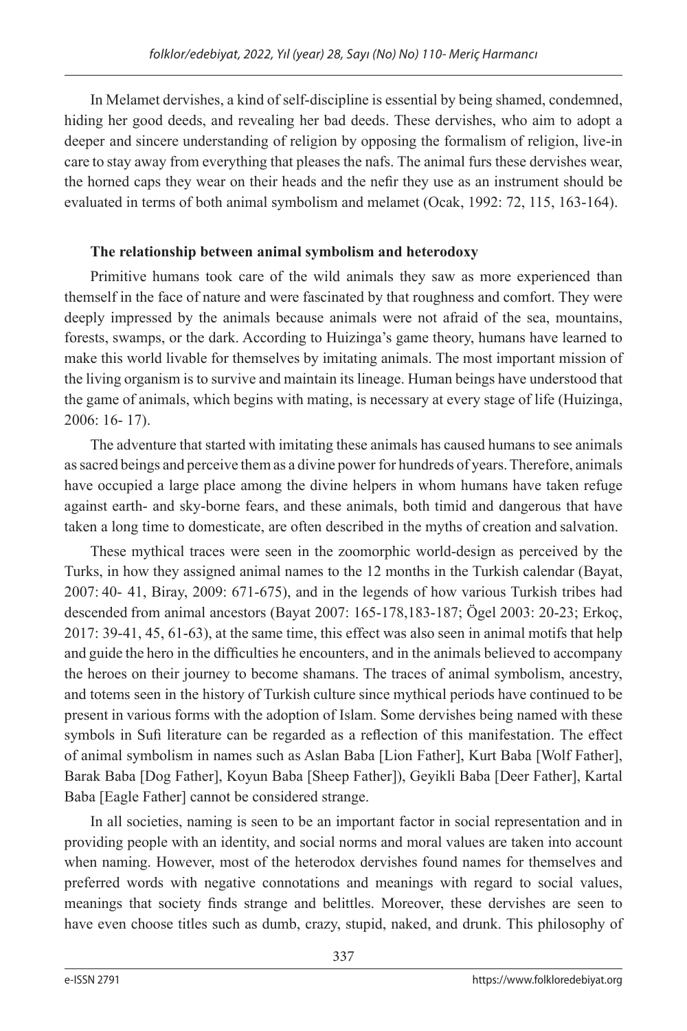In Melamet dervishes, a kind of self-discipline is essential by being shamed, condemned, hiding her good deeds, and revealing her bad deeds. These dervishes, who aim to adopt a deeper and sincere understanding of religion by opposing the formalism of religion, live-in care to stay away from everything that pleases the nafs. The animal furs these dervishes wear, the horned caps they wear on their heads and the nefir they use as an instrument should be evaluated in terms of both animal symbolism and melamet (Ocak, 1992: 72, 115, 163-164).

**The relationship between animal symbolism and heterodoxy**

Primitive humans took care of the wild animals they saw as more experienced than themself in the face of nature and were fascinated by that roughness and comfort. They were deeply impressed by the animals because animals were not afraid of the sea, mountains, forests, swamps, or the dark. According to Huizinga's game theory, humans have learned to make this world livable for themselves by imitating animals. The most important mission of the living organism is to survive and maintain its lineage. Human beings have understood that the game of animals, which begins with mating, is necessary at every stage of life (Huizinga, 2006: 16- 17).

The adventure that started with imitating these animals has caused humans to see animals as sacred beings and perceive them as a divine power for hundreds of years. Therefore, animals have occupied a large place among the divine helpers in whom humans have taken refuge against earth- and sky-borne fears, and these animals, both timid and dangerous that have taken a long time to domesticate, are often described in the myths of creation and salvation.

These mythical traces were seen in the zoomorphic world-design as perceived by the Turks, in how they assigned animal names to the 12 months in the Turkish calendar (Bayat, 2007: 40- 41, Biray, 2009: 671-675), and in the legends of how various Turkish tribes had descended from animal ancestors (Bayat 2007: 165-178,183-187; Ögel 2003: 20-23; Erkoç, 2017: 39-41, 45, 61-63), at the same time, this effect was also seen in animal motifs that help and guide the hero in the difficulties he encounters, and in the animals believed to accompany the heroes on their journey to become shamans. The traces of animal symbolism, ancestry, and totems seen in the history of Turkish culture since mythical periods have continued to be present in various forms with the adoption of Islam. Some dervishes being named with these symbols in Sufi literature can be regarded as a reflection of this manifestation. The effect of animal symbolism in names such as Aslan Baba [Lion Father], Kurt Baba [Wolf Father], Barak Baba [Dog Father], Koyun Baba [Sheep Father]), Geyikli Baba [Deer Father], Kartal Baba [Eagle Father] cannot be considered strange.

In all societies, naming is seen to be an important factor in social representation and in providing people with an identity, and social norms and moral values are taken into account when naming. However, most of the heterodox dervishes found names for themselves and preferred words with negative connotations and meanings with regard to social values, meanings that society finds strange and belittles. Moreover, these dervishes are seen to have even choose titles such as dumb, crazy, stupid, naked, and drunk. This philosophy of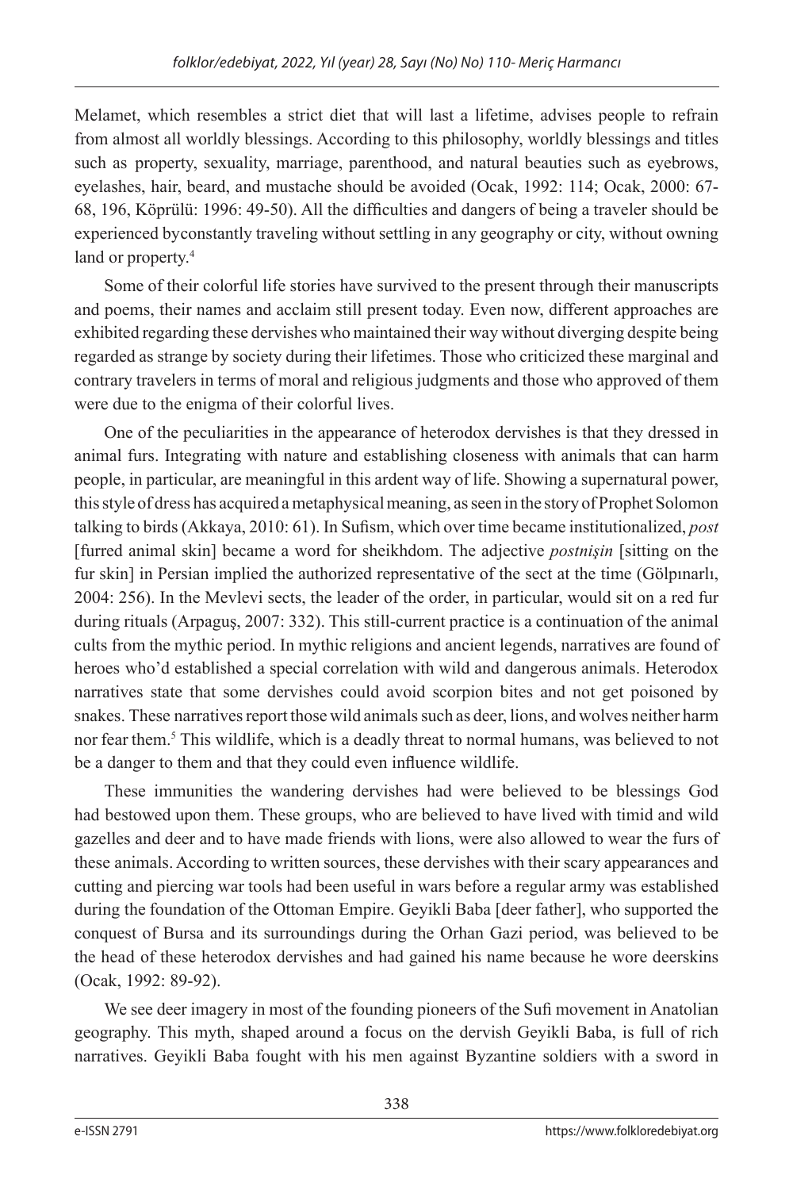Melamet, which resembles a strict diet that will last a lifetime, advises people to refrain from almost all worldly blessings. According to this philosophy, worldly blessings and titles such as property, sexuality, marriage, parenthood, and natural beauties such as eyebrows, eyelashes, hair, beard, and mustache should be avoided (Ocak, 1992: 114; Ocak, 2000: 67-68, 196, Köprülü: 1996: 49-50). All the difficulties and dangers of being a traveler should be experienced byconstantly traveling without settling in any geography or city, without owning land or property.[4]

Some of their colorful life stories have survived to the present through their manuscripts and poems, their names and acclaim still present today. Even now, different approaches are exhibited regarding these dervishes who maintained their way without diverging despite being regarded as strange by society during their lifetimes. Those who criticized these marginal and contrary travelers in terms of moral and religious judgments and those who approved of them were due to the enigma of their colorful lives.

One of the peculiarities in the appearance of heterodox dervishes is that they dressed in animal furs. Integrating with nature and establishing closeness with animals that can harm people, in particular, are meaningful in this ardent way of life. Showing a supernatural power, this style of dress has acquired a metaphysical meaning, as seen in the story of Prophet Solomon talking to birds (Akkaya, 2010: 61). In Sufism, which over time became institutionalized, *post* [furred animal skin] became a word for sheikhdom. The adjective *postnişin* [sitting on the fur skin] in Persian implied the authorized representative of the sect at the time (Gölpınarlı, 2004: 256). In the Mevlevi sects, the leader of the order, in particular, would sit on a red fur during rituals (Arpaguş, 2007: 332). This still-current practice is a continuation of the animal cults from the mythic period. In mythic religions and ancient legends, narratives are found of heroes who'd established a special correlation with wild and dangerous animals. Heterodox narratives state that some dervishes could avoid scorpion bites and not get poisoned by snakes. These narratives report those wild animals such as deer, lions, and wolves neither harm nor fear them.[5] This wildlife, which is a deadly threat to normal humans, was believed to not be a danger to them and that they could even influence wildlife.

These immunities the wandering dervishes had were believed to be blessings God had bestowed upon them. These groups, who are believed to have lived with timid and wild gazelles and deer and to have made friends with lions, were also allowed to wear the furs of these animals. According to written sources, these dervishes with their scary appearances and cutting and piercing war tools had been useful in wars before a regular army was established during the foundation of the Ottoman Empire. Geyikli Baba [deer father], who supported the conquest of Bursa and its surroundings during the Orhan Gazi period, was believed to be the head of these heterodox dervishes and had gained his name because he wore deerskins (Ocak, 1992: 89-92).

We see deer imagery in most of the founding pioneers of the Sufi movement in Anatolian geography. This myth, shaped around a focus on the dervish Geyikli Baba, is full of rich narratives. Geyikli Baba fought with his men against Byzantine soldiers with a sword in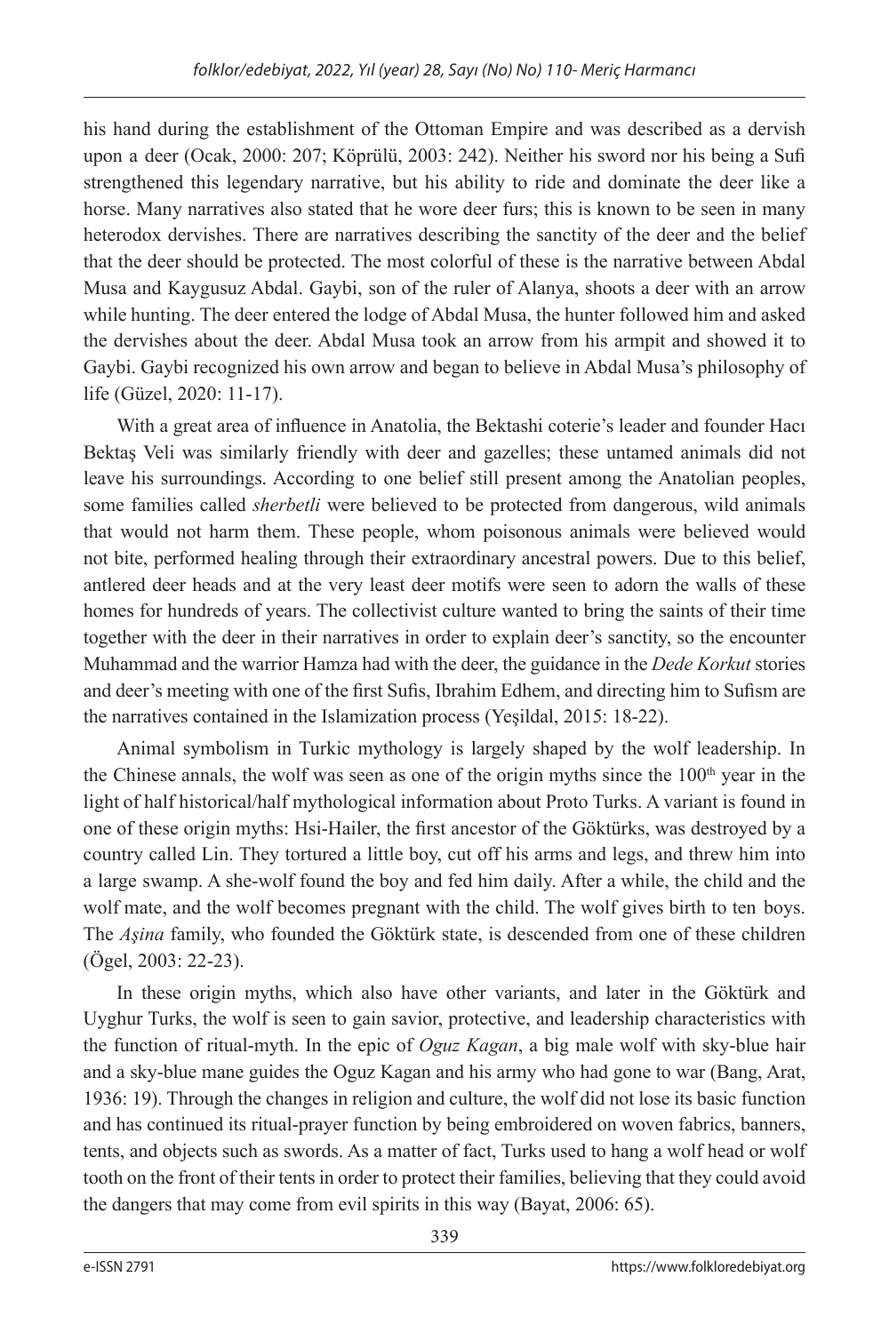his hand during the establishment of the Ottoman Empire and was described as a dervish upon a deer (Ocak, 2000: 207; Köprülü, 2003: 242). Neither his sword nor his being a Sufi strengthened this legendary narrative, but his ability to ride and dominate the deer like a horse. Many narratives also stated that he wore deer furs; this is known to be seen in many heterodox dervishes. There are narratives describing the sanctity of the deer and the belief that the deer should be protected. The most colorful of these is the narrative between Abdal Musa and Kaygusuz Abdal. Gaybi, son of the ruler of Alanya, shoots a deer with an arrow while hunting. The deer entered the lodge of Abdal Musa, the hunter followed him and asked the dervishes about the deer. Abdal Musa took an arrow from his armpit and showed it to Gaybi. Gaybi recognized his own arrow and began to believe in Abdal Musa's philosophy of life (Güzel, 2020: 11-17).

With a great area of influence in Anatolia, the Bektashi coterie's leader and founder Hacı Bektaş Veli was similarly friendly with deer and gazelles; these untamed animals did not leave his surroundings. According to one belief still present among the Anatolian peoples, some families called *sherbetli* were believed to be protected from dangerous, wild animals that would not harm them. These people, whom poisonous animals were believed would not bite, performed healing through their extraordinary ancestral powers. Due to this belief, antlered deer heads and at the very least deer motifs were seen to adorn the walls of these homes for hundreds of years. The collectivist culture wanted to bring the saints of their time together with the deer in their narratives in order to explain deer's sanctity, so the encounter Muhammad and the warrior Hamza had with the deer, the guidance in the *Dede Korkut* stories and deer's meeting with one of the first Sufis, Ibrahim Edhem, and directing him to Sufism are the narratives contained in the Islamization process (Yeşildal, 2015: 18-22).

Animal symbolism in Turkic mythology is largely shaped by the wolf leadership. In the Chinese annals, the wolf was seen as one of the origin myths since the 100th year in the light of half historical/half mythological information about Proto Turks. A variant is found in one of these origin myths: Hsi-Hailer, the first ancestor of the Göktürks, was destroyed by a country called Lin. They tortured a little boy, cut off his arms and legs, and threw him into a large swamp. A she-wolf found the boy and fed him daily. After a while, the child and the wolf mate, and the wolf becomes pregnant with the child. The wolf gives birth to ten boys. The *Aşina* family, who founded the Göktürk state, is descended from one of these children (Ögel, 2003: 22-23).

In these origin myths, which also have other variants, and later in the Göktürk and Uyghur Turks, the wolf is seen to gain savior, protective, and leadership characteristics with the function of ritual-myth. In the epic of *Oguz Kagan*, a big male wolf with sky-blue hair and a sky-blue mane guides the Oguz Kagan and his army who had gone to war (Bang, Arat, 1936: 19). Through the changes in religion and culture, the wolf did not lose its basic function and has continued its ritual-prayer function by being embroidered on woven fabrics, banners, tents, and objects such as swords. As a matter of fact, Turks used to hang a wolf head or wolf tooth on the front of their tents in order to protect their families, believing that they could avoid the dangers that may come from evil spirits in this way (Bayat, 2006: 65).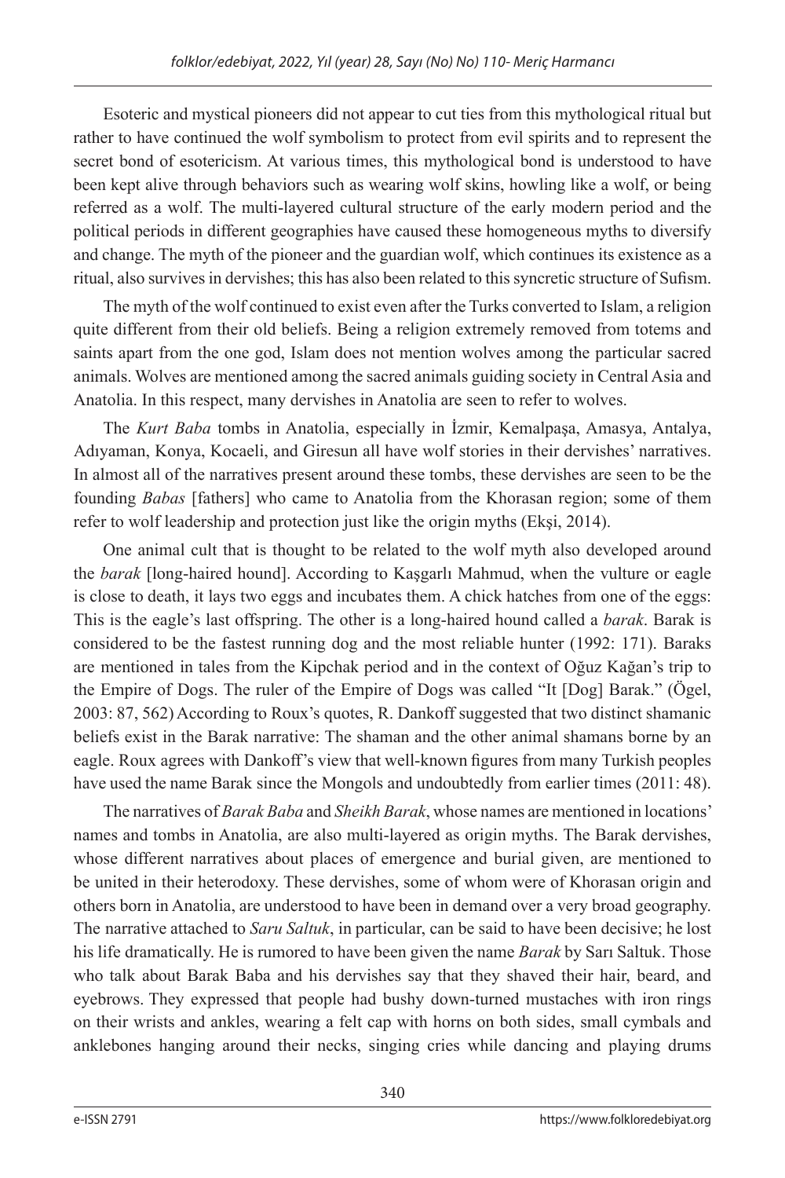Esoteric and mystical pioneers did not appear to cut ties from this mythological ritual but rather to have continued the wolf symbolism to protect from evil spirits and to represent the secret bond of esotericism. At various times, this mythological bond is understood to have been kept alive through behaviors such as wearing wolf skins, howling like a wolf, or being referred as a wolf. The multi-layered cultural structure of the early modern period and the political periods in different geographies have caused these homogeneous myths to diversify and change. The myth of the pioneer and the guardian wolf, which continues its existence as a ritual, also survives in dervishes; this has also been related to this syncretic structure of Sufism.

The myth of the wolf continued to exist even after the Turks converted to Islam, a religion quite different from their old beliefs. Being a religion extremely removed from totems and saints apart from the one god, Islam does not mention wolves among the particular sacred animals. Wolves are mentioned among the sacred animals guiding society in Central Asia and Anatolia. In this respect, many dervishes in Anatolia are seen to refer to wolves.

The *Kurt Baba* tombs in Anatolia, especially in İzmir, Kemalpaşa, Amasya, Antalya, Adıyaman, Konya, Kocaeli, and Giresun all have wolf stories in their dervishes' narratives. In almost all of the narratives present around these tombs, these dervishes are seen to be the founding *Babas* [fathers] who came to Anatolia from the Khorasan region; some of them refer to wolf leadership and protection just like the origin myths (Ekşi, 2014).

One animal cult that is thought to be related to the wolf myth also developed around the *barak* [long-haired hound]. According to Kaşgarlı Mahmud, when the vulture or eagle is close to death, it lays two eggs and incubates them. A chick hatches from one of the eggs: This is the eagle's last offspring. The other is a long-haired hound called a *barak*. Barak is considered to be the fastest running dog and the most reliable hunter (1992: 171). Baraks are mentioned in tales from the Kipchak period and in the context of Oğuz Kağan's trip to the Empire of Dogs. The ruler of the Empire of Dogs was called "It [Dog] Barak." (Ögel, 2003: 87, 562) According to Roux's quotes, R. Dankoff suggested that two distinct shamanic beliefs exist in the Barak narrative: The shaman and the other animal shamans borne by an eagle. Roux agrees with Dankoff's view that well-known figures from many Turkish peoples have used the name Barak since the Mongols and undoubtedly from earlier times (2011: 48).

The narratives of *Barak Baba* and *Sheikh Barak*, whose names are mentioned in locations' names and tombs in Anatolia, are also multi-layered as origin myths. The Barak dervishes, whose different narratives about places of emergence and burial given, are mentioned to be united in their heterodoxy. These dervishes, some of whom were of Khorasan origin and others born in Anatolia, are understood to have been in demand over a very broad geography. The narrative attached to *Saru Saltuk*, in particular, can be said to have been decisive; he lost his life dramatically. He is rumored to have been given the name *Barak* by Sarı Saltuk. Those who talk about Barak Baba and his dervishes say that they shaved their hair, beard, and eyebrows. They expressed that people had bushy down-turned mustaches with iron rings on their wrists and ankles, wearing a felt cap with horns on both sides, small cymbals and anklebones hanging around their necks, singing cries while dancing and playing drums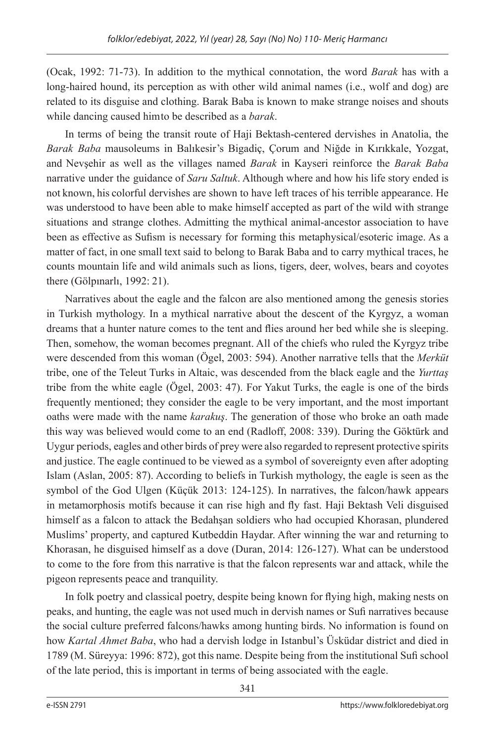(Ocak, 1992: 71-73). In addition to the mythical connotation, the word *Barak* has with a long-haired hound, its perception as with other wild animal names (i.e., wolf and dog) are related to its disguise and clothing. Barak Baba is known to make strange noises and shouts while dancing caused himto be described as a *barak*.

In terms of being the transit route of Haji Bektash-centered dervishes in Anatolia, the *Barak Baba* mausoleums in Balıkesir's Bigadiç, Çorum and Niğde in Kırıkkale, Yozgat, and Nevşehir as well as the villages named *Barak* in Kayseri reinforce the *Barak Baba* narrative under the guidance of *Saru Saltuk*. Although where and how his life story ended is not known, his colorful dervishes are shown to have left traces of his terrible appearance. He was understood to have been able to make himself accepted as part of the wild with strange situations and strange clothes. Admitting the mythical animal-ancestor association to have been as effective as Sufism is necessary for forming this metaphysical/esoteric image. As a matter of fact, in one small text said to belong to Barak Baba and to carry mythical traces, he counts mountain life and wild animals such as lions, tigers, deer, wolves, bears and coyotes there (Gölpınarlı, 1992: 21).

Narratives about the eagle and the falcon are also mentioned among the genesis stories in Turkish mythology. In a mythical narrative about the descent of the Kyrgyz, a woman dreams that a hunter nature comes to the tent and flies around her bed while she is sleeping. Then, somehow, the woman becomes pregnant. All of the chiefs who ruled the Kyrgyz tribe were descended from this woman (Ögel, 2003: 594). Another narrative tells that the *Merküt* tribe, one of the Teleut Turks in Altaic, was descended from the black eagle and the *Yurttaş* tribe from the white eagle (Ögel, 2003: 47). For Yakut Turks, the eagle is one of the birds frequently mentioned; they consider the eagle to be very important, and the most important oaths were made with the name *karakuş*. The generation of those who broke an oath made this way was believed would come to an end (Radloff, 2008: 339). During the Göktürk and Uygur periods, eagles and other birds of prey were also regarded to represent protective spirits and justice. The eagle continued to be viewed as a symbol of sovereignty even after adopting Islam (Aslan, 2005: 87). According to beliefs in Turkish mythology, the eagle is seen as the symbol of the God Ulgen (Küçük 2013: 124-125). In narratives, the falcon/hawk appears in metamorphosis motifs because it can rise high and fly fast. Haji Bektash Veli disguised himself as a falcon to attack the Bedahşan soldiers who had occupied Khorasan, plundered Muslims' property, and captured Kutbeddin Haydar. After winning the war and returning to Khorasan, he disguised himself as a dove (Duran, 2014: 126-127). What can be understood to come to the fore from this narrative is that the falcon represents war and attack, while the pigeon represents peace and tranquility.

In folk poetry and classical poetry, despite being known for flying high, making nests on peaks, and hunting, the eagle was not used much in dervish names or Sufi narratives because the social culture preferred falcons/hawks among hunting birds. No information is found on how *Kartal Ahmet Baba*, who had a dervish lodge in Istanbul's Üsküdar district and died in 1789 (M. Süreyya: 1996: 872), got this name. Despite being from the institutional Sufi school of the late period, this is important in terms of being associated with the eagle.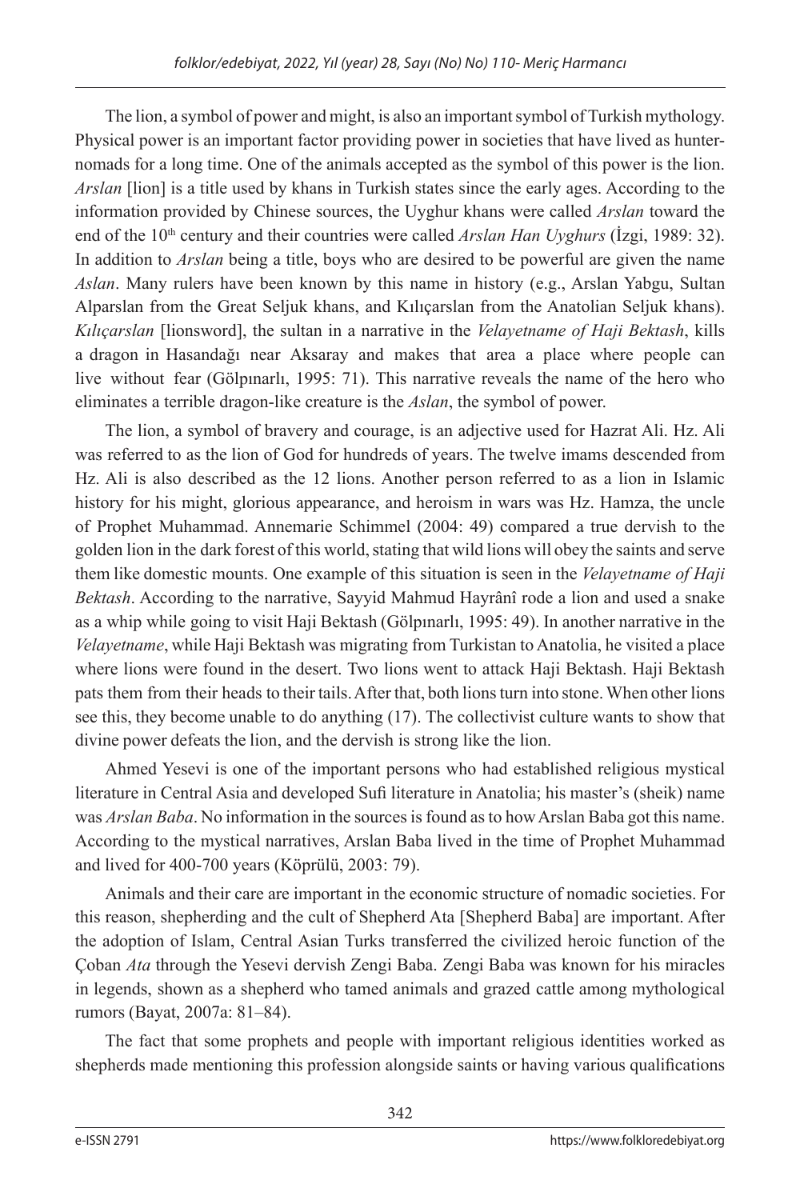The lion, a symbol of power and might, is also an important symbol of Turkish mythology. Physical power is an important factor providing power in societies that have lived as hunter-nomads for a long time. One of the animals accepted as the symbol of this power is the lion. *Arslan* [lion] is a title used by khans in Turkish states since the early ages. According to the information provided by Chinese sources, the Uyghur khans were called *Arslan* toward the end of the 10th century and their countries were called *Arslan Han Uyghurs* (İzgi, 1989: 32). In addition to *Arslan* being a title, boys who are desired to be powerful are given the name *Aslan*. Many rulers have been known by this name in history (e.g., Arslan Yabgu, Sultan Alparslan from the Great Seljuk khans, and Kılıçarslan from the Anatolian Seljuk khans). *Kılıçarslan* [lionsword], the sultan in a narrative in the *Velayetname of Haji Bektash*, kills a dragon in Hasandağı near Aksaray and makes that area a place where people can live without fear (Gölpınarlı, 1995: 71). This narrative reveals the name of the hero who eliminates a terrible dragon-like creature is the *Aslan*, the symbol of power.

The lion, a symbol of bravery and courage, is an adjective used for Hazrat Ali. Hz. Ali was referred to as the lion of God for hundreds of years. The twelve imams descended from Hz. Ali is also described as the 12 lions. Another person referred to as a lion in Islamic history for his might, glorious appearance, and heroism in wars was Hz. Hamza, the uncle of Prophet Muhammad. Annemarie Schimmel (2004: 49) compared a true dervish to the golden lion in the dark forest of this world, stating that wild lions will obey the saints and serve them like domestic mounts. One example of this situation is seen in the *Velayetname of Haji Bektash*. According to the narrative, Sayyid Mahmud Hayrânî rode a lion and used a snake as a whip while going to visit Haji Bektash (Gölpınarlı, 1995: 49). In another narrative in the *Velayetname*, while Haji Bektash was migrating from Turkistan to Anatolia, he visited a place where lions were found in the desert. Two lions went to attack Haji Bektash. Haji Bektash pats them from their heads to their tails. After that, both lions turn into stone. When other lions see this, they become unable to do anything (17). The collectivist culture wants to show that divine power defeats the lion, and the dervish is strong like the lion.

Ahmed Yesevi is one of the important persons who had established religious mystical literature in Central Asia and developed Sufi literature in Anatolia; his master's (sheik) name was *Arslan Baba*. No information in the sources is found as to how Arslan Baba got this name. According to the mystical narratives, Arslan Baba lived in the time of Prophet Muhammad and lived for 400-700 years (Köprülü, 2003: 79).

Animals and their care are important in the economic structure of nomadic societies. For this reason, shepherding and the cult of Shepherd Ata [Shepherd Baba] are important. After the adoption of Islam, Central Asian Turks transferred the civilized heroic function of the Çoban *Ata* through the Yesevi dervish Zengi Baba. Zengi Baba was known for his miracles in legends, shown as a shepherd who tamed animals and grazed cattle among mythological rumors (Bayat, 2007a: 81–84).

The fact that some prophets and people with important religious identities worked as shepherds made mentioning this profession alongside saints or having various qualifications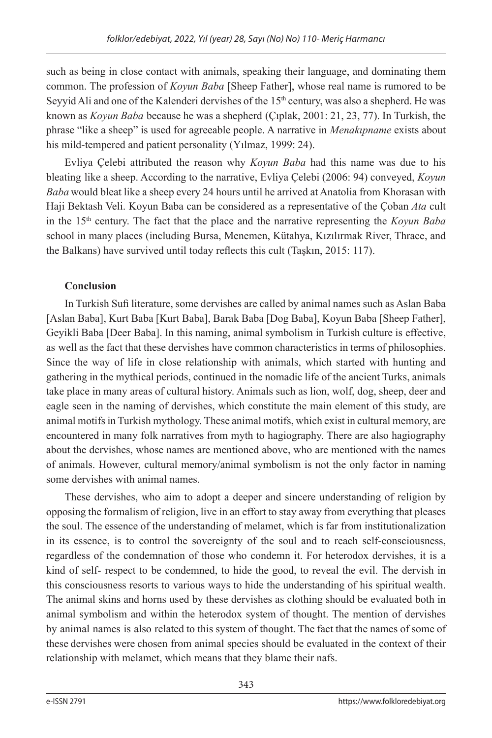such as being in close contact with animals, speaking their language, and dominating them common. The profession of *Koyun Baba* [Sheep Father], whose real name is rumored to be Seyyid Ali and one of the Kalenderi dervishes of the 15th century, was also a shepherd. He was known as *Koyun Baba* because he was a shepherd (Çıplak, 2001: 21, 23, 77). In Turkish, the phrase "like a sheep" is used for agreeable people. A narrative in *Menakıpname* exists about his mild-tempered and patient personality (Yılmaz, 1999: 24).

Evliya Çelebi attributed the reason why *Koyun Baba* had this name was due to his bleating like a sheep. According to the narrative, Evliya Çelebi (2006: 94) conveyed, *Koyun Baba* would bleat like a sheep every 24 hours until he arrived at Anatolia from Khorasan with Haji Bektash Veli. Koyun Baba can be considered as a representative of the Çoban *Ata* cult in the 15th century. The fact that the place and the narrative representing the *Koyun Baba* school in many places (including Bursa, Menemen, Kütahya, Kızılırmak River, Thrace, and the Balkans) have survived until today reflects this cult (Taşkın, 2015: 117).

**Conclusion**

In Turkish Sufi literature, some dervishes are called by animal names such as Aslan Baba [Aslan Baba], Kurt Baba [Kurt Baba], Barak Baba [Dog Baba], Koyun Baba [Sheep Father], Geyikli Baba [Deer Baba]. In this naming, animal symbolism in Turkish culture is effective, as well as the fact that these dervishes have common characteristics in terms of philosophies. Since the way of life in close relationship with animals, which started with hunting and gathering in the mythical periods, continued in the nomadic life of the ancient Turks, animals take place in many areas of cultural history. Animals such as lion, wolf, dog, sheep, deer and eagle seen in the naming of dervishes, which constitute the main element of this study, are animal motifs in Turkish mythology. These animal motifs, which exist in cultural memory, are encountered in many folk narratives from myth to hagiography. There are also hagiography about the dervishes, whose names are mentioned above, who are mentioned with the names of animals. However, cultural memory/animal symbolism is not the only factor in naming some dervishes with animal names.

These dervishes, who aim to adopt a deeper and sincere understanding of religion by opposing the formalism of religion, live in an effort to stay away from everything that pleases the soul. The essence of the understanding of melamet, which is far from institutionalization in its essence, is to control the sovereignty of the soul and to reach self-consciousness, regardless of the condemnation of those who condemn it. For heterodox dervishes, it is a kind of self- respect to be condemned, to hide the good, to reveal the evil. The dervish in this consciousness resorts to various ways to hide the understanding of his spiritual wealth. The animal skins and horns used by these dervishes as clothing should be evaluated both in animal symbolism and within the heterodox system of thought. The mention of dervishes by animal names is also related to this system of thought. The fact that the names of some of these dervishes were chosen from animal species should be evaluated in the context of their relationship with melamet, which means that they blame their nafs.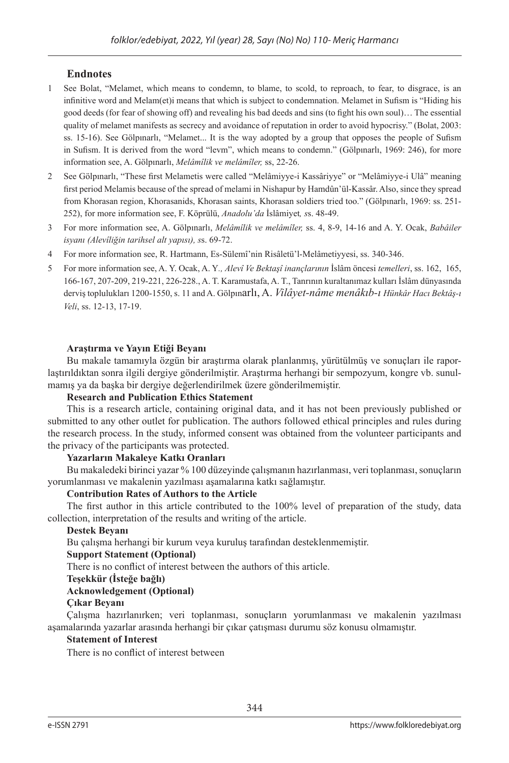## Endnotes

1 See Bolat, "Melamet, which means to condemn, to blame, to scold, to reproach, to fear, to disgrace, is an infinitive word and Melam(et)i means that which is subject to condemnation. Melamet in Sufism is "Hiding his good deeds (for fear of showing off) and revealing his bad deeds and sins (to fight his own soul)… The essential quality of melamet manifests as secrecy and avoidance of reputation in order to avoid hypocrisy." (Bolat, 2003: ss. 15-16). See Gölpınarlı, "Melamet... It is the way adopted by a group that opposes the people of Sufism in Sufism. It is derived from the word "levm", which means to condemn." (Gölpınarlı, 1969: 246), for more information see, A. Gölpınarlı, *Melâmîlik ve melâmîler,* ss, 22-26.

2 See Gölpınarlı, "These first Melametis were called "Melâmiyye-i Kassâriyye" or "Melâmiyye-i Ulâ" meaning first period Melamis because of the spread of melami in Nishapur by Hamdûn'ül-Kassâr. Also, since they spread from Khorasan region, Khorasanids, Khorasan saints, Khorasan soldiers tried too." (Gölpınarlı, 1969: ss. 251-252), for more information see, F. Köprülü, *Anadolu'da* İslâmiyet*, s*s. 48-49.

3 For more information see, A. Gölpınarlı, *Melâmîlik ve melâmîler,* ss. 4, 8-9, 14-16 and A. Y. Ocak, *Babâiler isyanı (Alevîliğin tarihsel alt yapısı), s*s. 69-72.

4 For more information see, R. Hartmann, Es-Sülemî'nin Risâletü'l-Melâmetiyyesi, ss. 340-346.

5 For more information see, A. Y. Ocak, A. Y*., Alevî Ve Bektaşî inançlarının* İslâm öncesi *temelleri*, ss. 162, 165, 166-167, 207-209, 219-221, 226-228., A. T. Karamustafa, A. T., Tanrının kuraltanımaz kulları İslâm dünyasında derviş toplulukları 1200-1550, s. 11 and A. Gölpınarlı, A. *Vilâyet-nâme menâkıb-ı Hünkâr Hacı Bektâş-ı Veli*, ss. 12-13, 17-19.

**Araştırma ve Yayın Etiği Beyanı**

Bu makale tamamıyla özgün bir araştırma olarak planlanmış, yürütülmüş ve sonuçları ile raporlaştırıldıktan sonra ilgili dergiye gönderilmiştir. Araştırma herhangi bir sempozyum, kongre vb. sunulmamış ya da başka bir dergiye değerlendirilmek üzere gönderilmemiştir.

**Research and Publication Ethics Statement**

This is a research article, containing original data, and it has not been previously published or submitted to any other outlet for publication. The authors followed ethical principles and rules during the research process. In the study, informed consent was obtained from the volunteer participants and the privacy of the participants was protected.

**Yazarların Makaleye Katkı Oranları**

Bu makaledeki birinci yazar % 100 düzeyinde çalışmanın hazırlanması, veri toplanması, sonuçların yorumlanması ve makalenin yazılması aşamalarına katkı sağlamıştır.

**Contribution Rates of Authors to the Article**

The first author in this article contributed to the 100% level of preparation of the study, data collection, interpretation of the results and writing of the article.

**Destek Beyanı**

Bu çalışma herhangi bir kurum veya kuruluş tarafından desteklenmemiştir.

**Support Statement (Optional)**

There is no conflict of interest between the authors of this article.

**Teşekkür (İsteğe bağlı)**

**Acknowledgement (Optional)**

**Çıkar Beyanı**

Çalışma hazırlanırken; veri toplanması, sonuçların yorumlanması ve makalenin yazılması aşamalarında yazarlar arasında herhangi bir çıkar çatışması durumu söz konusu olmamıştır.

**Statement of Interest**

There is no conflict of interest between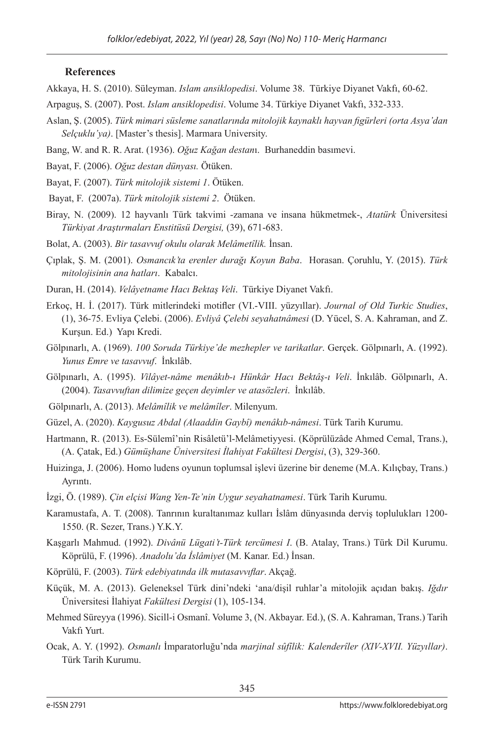## References

Akkaya, H. S. (2010). Süleyman. *Islam ansiklopedisi*. Volume 38. Türkiye Diyanet Vakfı, 60-62.

Arpaguş, S. (2007). Post. *Islam ansiklopedisi*. Volume 34. Türkiye Diyanet Vakfı, 332-333.

Aslan, Ş. (2005). *Türk mimari süsleme sanatlarında mitolojik kaynaklı hayvan figürleri (orta Asya'dan Selçuklu'ya)*. [Master's thesis]. Marmara University.

Bang, W. and R. R. Arat. (1936). *Oğuz Kağan destan*ı. Burhaneddin basımevi.

Bayat, F. (2006). *Oğuz destan dünyası.* Ötüken.

Bayat, F. (2007). *Türk mitolojik sistemi 1*. Ötüken.

Bayat, F. (2007a). *Türk mitolojik sistemi 2*. Ötüken.

Biray, N. (2009). 12 hayvanlı Türk takvimi -zamana ve insana hükmetmek-, *Atatürk* Üniversitesi *Türkiyat Araştırmaları Enstitüsü Dergisi,* (39), 671-683.

Bolat, A. (2003). *Bir tasavvuf okulu olarak Melâmetîlik.* İnsan.

Çıplak, Ş. M. (2001). *Osmancık'ta erenler durağı Koyun Baba*. Horasan. Çoruhlu, Y. (2015). *Türk mitolojisinin ana hatları*. Kabalcı.

Duran, H. (2014). *Velâyetname Hacı Bektaş Veli*. Türkiye Diyanet Vakfı.

Erkoç, H. İ. (2017). Türk mitlerindeki motifler (VI.-VIII. yüzyıllar). *Journal of Old Turkic Studies*, (1), 36-75. Evliya Çelebi. (2006). *Evliyâ Çelebi seyahatnâmesi* (D. Yücel, S. A. Kahraman, and Z. Kurşun. Ed.) Yapı Kredi.

Gölpınarlı, A. (1969). *100 Soruda Türkiye'de mezhepler ve tarikatlar*. Gerçek. Gölpınarlı, A. (1992). *Yunus Emre ve tasavvuf*. İnkılâb.

Gölpınarlı, A. (1995). *Vilâyet-nâme menâkıb-ı Hünkâr Hacı Bektâş-ı Veli*. İnkılâb. Gölpınarlı, A. (2004). *Tasavvuftan dilimize geçen deyimler ve atasözleri*. İnkılâb.

Gölpınarlı, A. (2013). *Melâmîlik ve melâmîler*. Milenyum.

Güzel, A. (2020). *Kaygusuz Abdal (Alaaddin Gaybî) menâkıb-nâmesi*. Türk Tarih Kurumu.

Hartmann, R. (2013). Es-Sülemî'nin Risâletü'l-Melâmetiyyesi. (Köprülüzâde Ahmed Cemal, Trans.), (A. Çatak, Ed.) *Gümüşhane Üniversitesi İlahiyat Fakültesi Dergisi*, (3), 329-360.

Huizinga, J. (2006). Homo ludens oyunun toplumsal işlevi üzerine bir deneme (M.A. Kılıçbay, Trans.) Ayrıntı.

İzgi, Ö. (1989). *Çin elçisi Wang Yen-Te'nin Uygur seyahatnamesi*. Türk Tarih Kurumu.

Karamustafa, A. T. (2008). Tanrının kuraltanımaz kulları İslâm dünyasında derviş toplulukları 1200-1550. (R. Sezer, Trans.) Y.K.Y.

Kaşgarlı Mahmud. (1992). *Divânü Lügati't-Türk tercümesi I*. (B. Atalay, Trans.) Türk Dil Kurumu. Köprülü, F. (1996). *Anadolu'da İslâmiyet* (M. Kanar. Ed.) İnsan.

Köprülü, F. (2003). *Türk edebiyatında ilk mutasavvıflar*. Akçağ.

Küçük, M. A. (2013). Geleneksel Türk dini'ndeki 'ana/dişil ruhlar'a mitolojik açıdan bakış. *Iğdır* Üniversitesi İlahiyat *Fakültesi Dergisi* (1), 105-134.

Mehmed Süreyya (1996). Sicill-i Osmanî. Volume 3, (N. Akbayar. Ed.), (S. A. Kahraman, Trans.) Tarih Vakfı Yurt.

Ocak, A. Y. (1992). *Osmanlı* İmparatorluğu'nda *marjinal sûfîlik: Kalenderîler (XIV-XVII. Yüzyıllar)*. Türk Tarih Kurumu.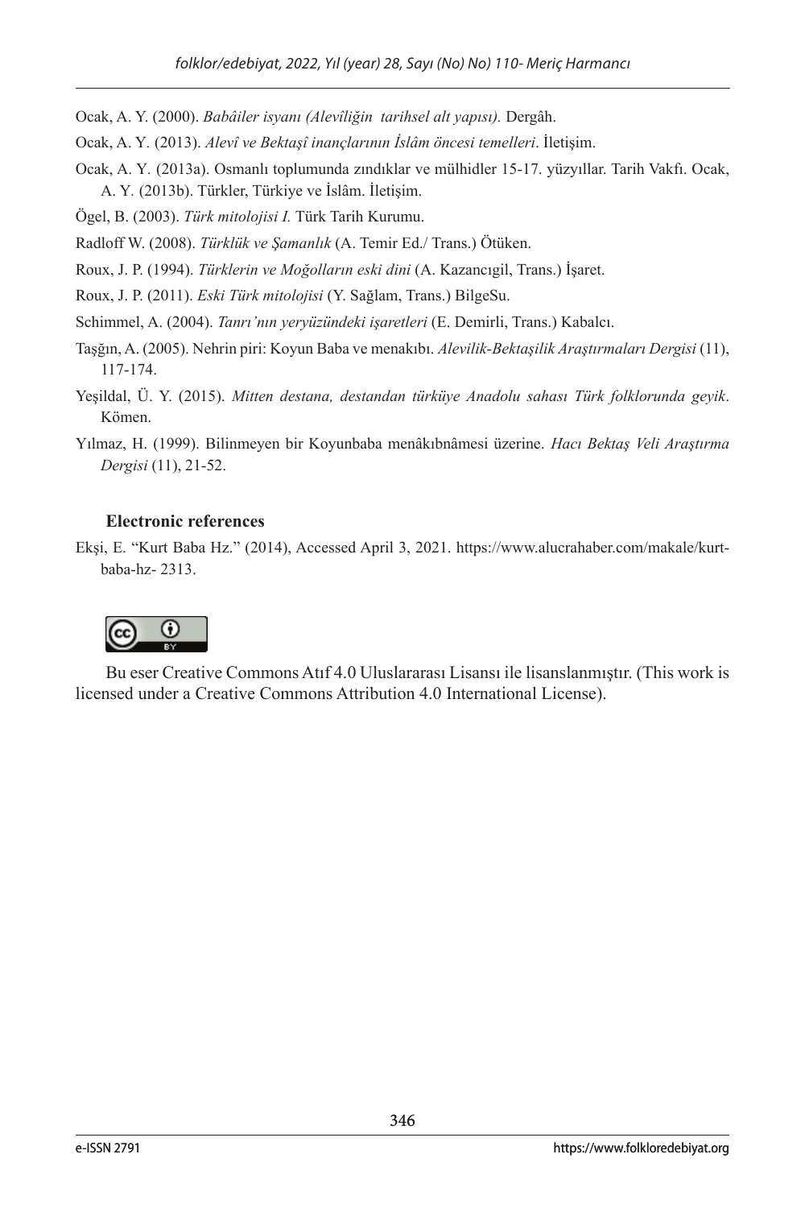Ocak, A. Y. (2000). *Babâiler isyanı (Alevîliğin tarihsel alt yapısı).* Dergâh.

Ocak, A. Y. (2013). *Alevî ve Bektaşî inançlarının İslâm öncesi temelleri*. İletişim.

Ocak, A. Y. (2013a). Osmanlı toplumunda zındıklar ve mülhidler 15-17. yüzyıllar. Tarih Vakfı. Ocak, A. Y. (2013b). Türkler, Türkiye ve İslâm. İletişim.

Ögel, B. (2003). *Türk mitolojisi I.* Türk Tarih Kurumu.

Radloff W. (2008). *Türklük ve Şamanlık* (A. Temir Ed./ Trans.) Ötüken.

Roux, J. P. (1994). *Türklerin ve Moğolların eski dini* (A. Kazancıgil, Trans.) İşaret.

Roux, J. P. (2011). *Eski Türk mitolojisi* (Y. Sağlam, Trans.) BilgeSu.

Schimmel, A. (2004). *Tanrı'nın yeryüzündeki işaretleri* (E. Demirli, Trans.) Kabalcı.

Taşğın, A. (2005). Nehrin piri: Koyun Baba ve menakıbı. *Alevilik-Bektaşilik Araştırmaları Dergisi* (11), 117-174.

Yeşildal, Ü. Y. (2015). *Mitten destana, destandan türküye Anadolu sahası Türk folklorunda geyik*. Kömen.

Yılmaz, H. (1999). Bilinmeyen bir Koyunbaba menâkıbnâmesi üzerine. *Hacı Bektaş Veli Araştırma Dergisi* (11), 21-52.

**Electronic references**

Ekşi, E. "Kurt Baba Hz." (2014), Accessed April 3, 2021. https://www.alucrahaber.com/makale/kurt-baba-hz- 2313.

Bu eser Creative Commons Atıf 4.0 Uluslararası Lisansı ile lisanslanmıştır. (This work is licensed under a Creative Commons Attribution 4.0 International License).